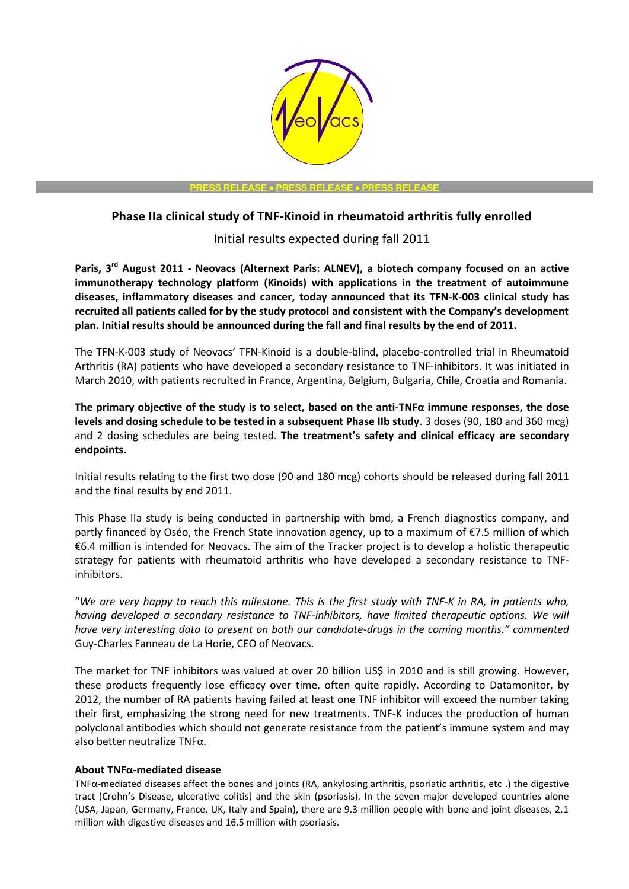PRESS RELEASE • PRESS RELEASE • PRESS RELEASE

## Phase IIa clinical study of TNF-Kinoid in rheumatoid arthritis fully enrolled

Initial results expected during fall 2011

**Paris, 3rd August 2011 - Neovacs (Alternext Paris: ALNEV), a biotech company focused on an active immunotherapy technology platform (Kinoids) with applications in the treatment of autoimmune diseases, inflammatory diseases and cancer, today announced that its TFN-K-003 clinical study has recruited all patients called for by the study protocol and consistent with the Company's development plan. Initial results should be announced during the fall and final results by the end of 2011.**

The TFN-K-003 study of Neovacs' TFN-Kinoid is a double-blind, placebo-controlled trial in Rheumatoid Arthritis (RA) patients who have developed a secondary resistance to TNF-inhibitors. It was initiated in March 2010, with patients recruited in France, Argentina, Belgium, Bulgaria, Chile, Croatia and Romania.

**The primary objective of the study is to select, based on the anti-TNFα immune responses, the dose levels and dosing schedule to be tested in a subsequent Phase IIb study**. 3 doses (90, 180 and 360 mcg) and 2 dosing schedules are being tested. **The treatment's safety and clinical efficacy are secondary endpoints.**

Initial results relating to the first two dose (90 and 180 mcg) cohorts should be released during fall 2011 and the final results by end 2011.

This Phase IIa study is being conducted in partnership with bmd, a French diagnostics company, and partly financed by Oséo, the French State innovation agency, up to a maximum of €7.5 million of which €6.4 million is intended for Neovacs. The aim of the Tracker project is to develop a holistic therapeutic strategy for patients with rheumatoid arthritis who have developed a secondary resistance to TNF-inhibitors.

"*We are very happy to reach this milestone. This is the first study with TNF-K in RA, in patients who, having developed a secondary resistance to TNF-inhibitors, have limited therapeutic options. We will have very interesting data to present on both our candidate-drugs in the coming months." commented* Guy-Charles Fanneau de La Horie, CEO of Neovacs.

The market for TNF inhibitors was valued at over 20 billion US$ in 2010 and is still growing. However, these products frequently lose efficacy over time, often quite rapidly. According to Datamonitor, by 2012, the number of RA patients having failed at least one TNF inhibitor will exceed the number taking their first, emphasizing the strong need for new treatments. TNF-K induces the production of human polyclonal antibodies which should not generate resistance from the patient's immune system and may also better neutralize TNFα.

### About TNFα-mediated disease

TNFα-mediated diseases affect the bones and joints (RA, ankylosing arthritis, psoriatic arthritis, etc .) the digestive tract (Crohn's Disease, ulcerative colitis) and the skin (psoriasis). In the seven major developed countries alone (USA, Japan, Germany, France, UK, Italy and Spain), there are 9.3 million people with bone and joint diseases, 2.1 million with digestive diseases and 16.5 million with psoriasis.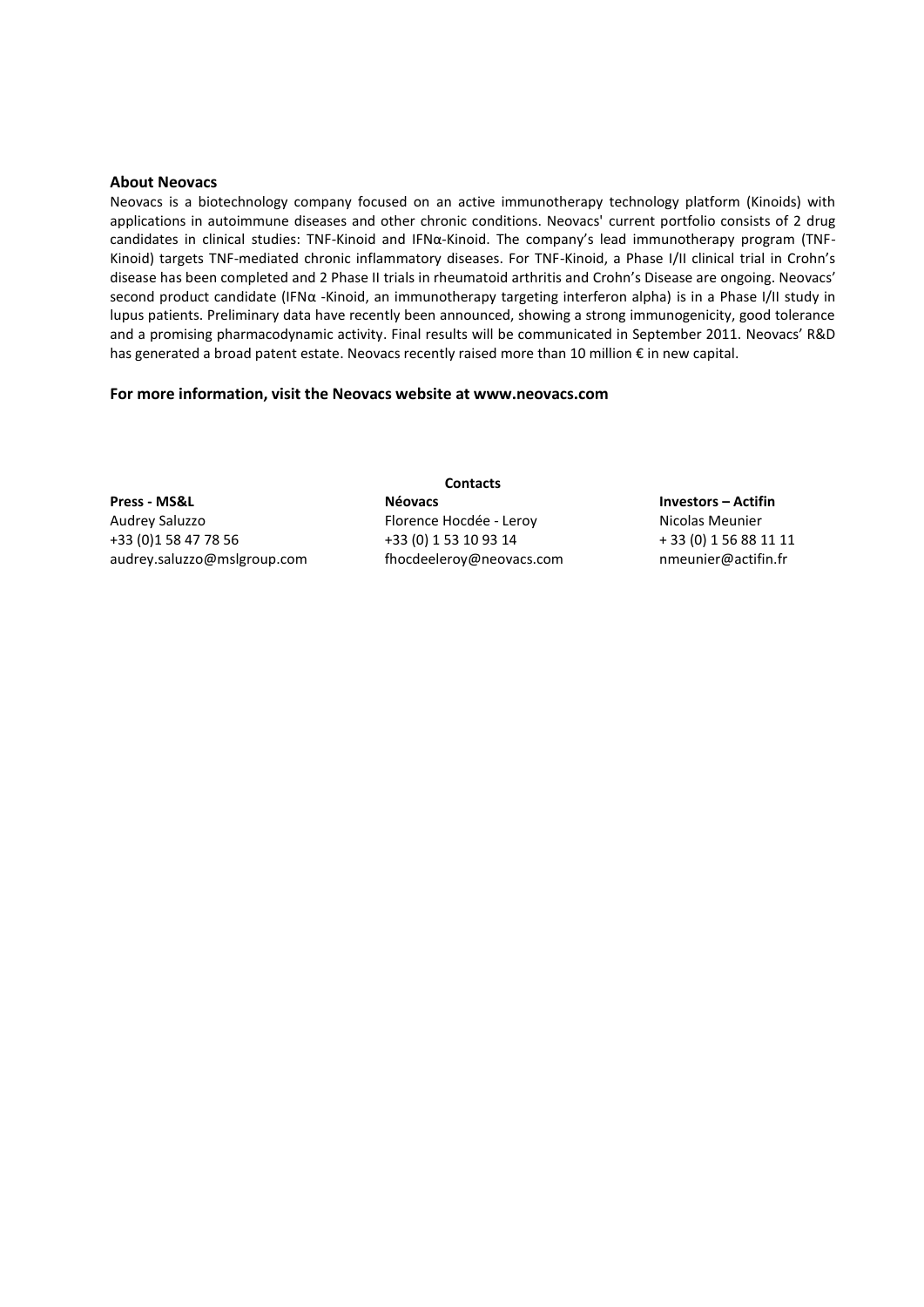**About Neovacs**

Neovacs is a biotechnology company focused on an active immunotherapy technology platform (Kinoids) with applications in autoimmune diseases and other chronic conditions. Neovacs' current portfolio consists of 2 drug candidates in clinical studies: TNF-Kinoid and IFNα-Kinoid. The company's lead immunotherapy program (TNF-Kinoid) targets TNF-mediated chronic inflammatory diseases. For TNF-Kinoid, a Phase I/II clinical trial in Crohn's disease has been completed and 2 Phase II trials in rheumatoid arthritis and Crohn's Disease are ongoing. Neovacs' second product candidate (IFNα -Kinoid, an immunotherapy targeting interferon alpha) is in a Phase I/II study in lupus patients. Preliminary data have recently been announced, showing a strong immunogenicity, good tolerance and a promising pharmacodynamic activity. Final results will be communicated in September 2011. Neovacs' R&D has generated a broad patent estate. Neovacs recently raised more than 10 million € in new capital.

**For more information, visit the Neovacs website at www.neovacs.com**

**Contacts**

**Press - MS&L**
Audrey Saluzzo
+33 (0)1 58 47 78 56
audrey.saluzzo@mslgroup.com

**Néovacs**
Florence Hocdée - Leroy
+33 (0) 1 53 10 93 14
fhocdeeleroy@neovacs.com

**Investors – Actifin**
Nicolas Meunier
+ 33 (0) 1 56 88 11 11
nmeunier@actifin.fr